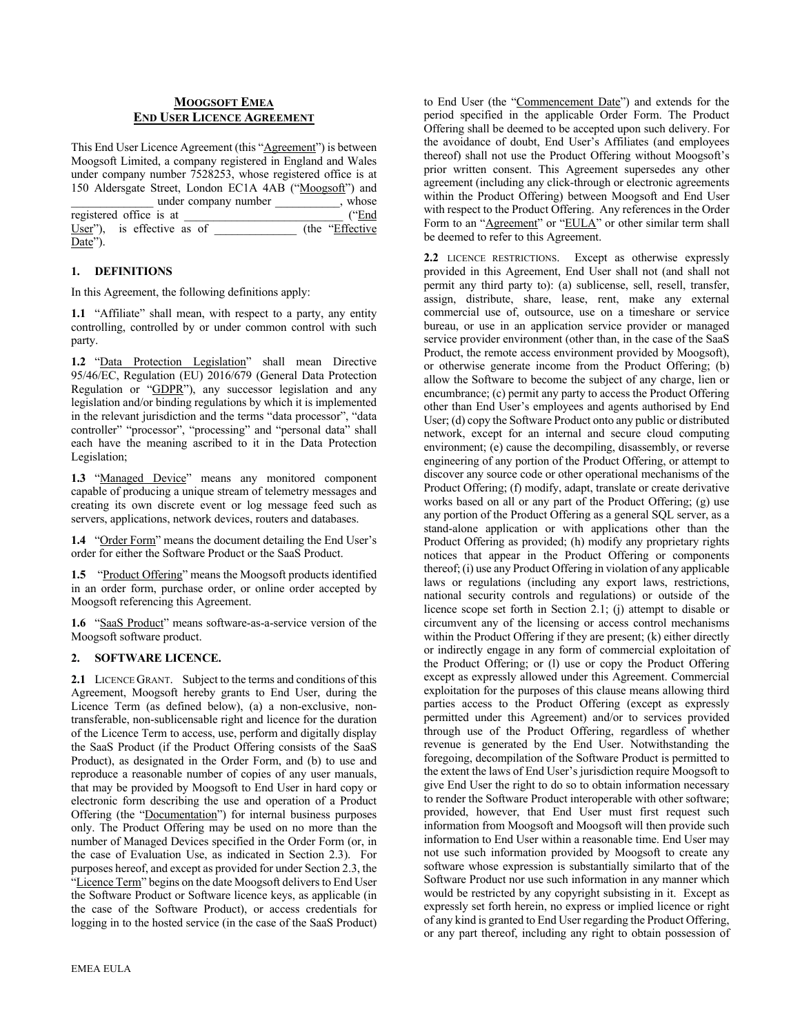# MOOGSOFT EMEA
# END USER LICENCE AGREEMENT

This End User Licence Agreement (this "Agreement") is between Moogsoft Limited, a company registered in England and Wales under company number 7528253, whose registered office is at 150 Aldersgate Street, London EC1A 4AB ("Moogsoft") and ______________ under company number ___________, whose registered office is at __________________________ ("End User"), is effective as of ______________ (the "Effective Date").

## 1. DEFINITIONS

In this Agreement, the following definitions apply:

**1.1** "Affiliate" shall mean, with respect to a party, any entity controlling, controlled by or under common control with such party.

**1.2** "Data Protection Legislation" shall mean Directive 95/46/EC, Regulation (EU) 2016/679 (General Data Protection Regulation or "GDPR"), any successor legislation and any legislation and/or binding regulations by which it is implemented in the relevant jurisdiction and the terms "data processor", "data controller" "processor", "processing" and "personal data" shall each have the meaning ascribed to it in the Data Protection Legislation;

**1.3** "Managed Device" means any monitored component capable of producing a unique stream of telemetry messages and creating its own discrete event or log message feed such as servers, applications, network devices, routers and databases.

**1.4** "Order Form" means the document detailing the End User's order for either the Software Product or the SaaS Product.

**1.5** "Product Offering" means the Moogsoft products identified in an order form, purchase order, or online order accepted by Moogsoft referencing this Agreement.

**1.6** "SaaS Product" means software-as-a-service version of the Moogsoft software product.

## 2. SOFTWARE LICENCE.

**2.1** LICENCE GRANT. Subject to the terms and conditions of this Agreement, Moogsoft hereby grants to End User, during the Licence Term (as defined below), (a) a non-exclusive, non-transferable, non-sublicensable right and licence for the duration of the Licence Term to access, use, perform and digitally display the SaaS Product (if the Product Offering consists of the SaaS Product), as designated in the Order Form, and (b) to use and reproduce a reasonable number of copies of any user manuals, that may be provided by Moogsoft to End User in hard copy or electronic form describing the use and operation of a Product Offering (the "Documentation") for internal business purposes only. The Product Offering may be used on no more than the number of Managed Devices specified in the Order Form (or, in the case of Evaluation Use, as indicated in Section 2.3). For purposes hereof, and except as provided for under Section 2.3, the "Licence Term" begins on the date Moogsoft delivers to End User the Software Product or Software licence keys, as applicable (in the case of the Software Product), or access credentials for logging in to the hosted service (in the case of the SaaS Product) to End User (the "Commencement Date") and extends for the period specified in the applicable Order Form. The Product Offering shall be deemed to be accepted upon such delivery. For the avoidance of doubt, End User's Affiliates (and employees thereof) shall not use the Product Offering without Moogsoft's prior written consent. This Agreement supersedes any other agreement (including any click-through or electronic agreements within the Product Offering) between Moogsoft and End User with respect to the Product Offering. Any references in the Order Form to an "Agreement" or "EULA" or other similar term shall be deemed to refer to this Agreement.

**2.2** LICENCE RESTRICTIONS. Except as otherwise expressly provided in this Agreement, End User shall not (and shall not permit any third party to): (a) sublicense, sell, resell, transfer, assign, distribute, share, lease, rent, make any external commercial use of, outsource, use on a timeshare or service bureau, or use in an application service provider or managed service provider environment (other than, in the case of the SaaS Product, the remote access environment provided by Moogsoft), or otherwise generate income from the Product Offering; (b) allow the Software to become the subject of any charge, lien or encumbrance; (c) permit any party to access the Product Offering other than End User's employees and agents authorised by End User; (d) copy the Software Product onto any public or distributed network, except for an internal and secure cloud computing environment; (e) cause the decompiling, disassembly, or reverse engineering of any portion of the Product Offering, or attempt to discover any source code or other operational mechanisms of the Product Offering; (f) modify, adapt, translate or create derivative works based on all or any part of the Product Offering; (g) use any portion of the Product Offering as a general SQL server, as a stand-alone application or with applications other than the Product Offering as provided; (h) modify any proprietary rights notices that appear in the Product Offering or components thereof; (i) use any Product Offering in violation of any applicable laws or regulations (including any export laws, restrictions, national security controls and regulations) or outside of the licence scope set forth in Section 2.1; (j) attempt to disable or circumvent any of the licensing or access control mechanisms within the Product Offering if they are present; (k) either directly or indirectly engage in any form of commercial exploitation of the Product Offering; or (l) use or copy the Product Offering except as expressly allowed under this Agreement. Commercial exploitation for the purposes of this clause means allowing third parties access to the Product Offering (except as expressly permitted under this Agreement) and/or to services provided through use of the Product Offering, regardless of whether revenue is generated by the End User. Notwithstanding the foregoing, decompilation of the Software Product is permitted to the extent the laws of End User's jurisdiction require Moogsoft to give End User the right to do so to obtain information necessary to render the Software Product interoperable with other software; provided, however, that End User must first request such information from Moogsoft and Moogsoft will then provide such information to End User within a reasonable time. End User may not use such information provided by Moogsoft to create any software whose expression is substantially similarto that of the Software Product nor use such information in any manner which would be restricted by any copyright subsisting in it. Except as expressly set forth herein, no express or implied licence or right of any kind is granted to End User regarding the Product Offering, or any part thereof, including any right to obtain possession of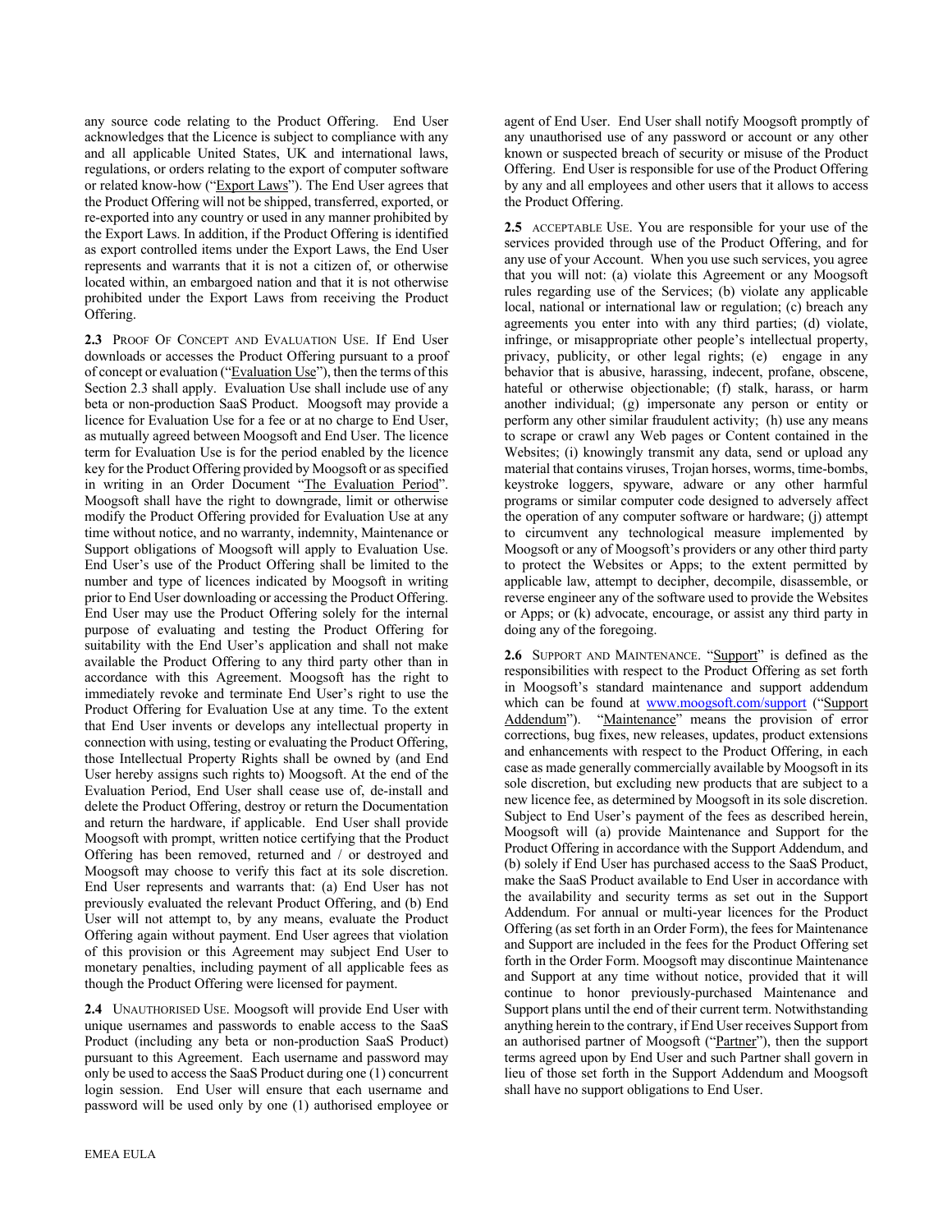any source code relating to the Product Offering. End User acknowledges that the Licence is subject to compliance with any and all applicable United States, UK and international laws, regulations, or orders relating to the export of computer software or related know-how ("Export Laws"). The End User agrees that the Product Offering will not be shipped, transferred, exported, or re-exported into any country or used in any manner prohibited by the Export Laws. In addition, if the Product Offering is identified as export controlled items under the Export Laws, the End User represents and warrants that it is not a citizen of, or otherwise located within, an embargoed nation and that it is not otherwise prohibited under the Export Laws from receiving the Product Offering.

**2.3** PROOF OF CONCEPT AND EVALUATION USE. If End User downloads or accesses the Product Offering pursuant to a proof of concept or evaluation ("Evaluation Use"), then the terms of this Section 2.3 shall apply. Evaluation Use shall include use of any beta or non-production SaaS Product. Moogsoft may provide a licence for Evaluation Use for a fee or at no charge to End User, as mutually agreed between Moogsoft and End User. The licence term for Evaluation Use is for the period enabled by the licence key for the Product Offering provided by Moogsoft or as specified in writing in an Order Document "The Evaluation Period". Moogsoft shall have the right to downgrade, limit or otherwise modify the Product Offering provided for Evaluation Use at any time without notice, and no warranty, indemnity, Maintenance or Support obligations of Moogsoft will apply to Evaluation Use. End User's use of the Product Offering shall be limited to the number and type of licences indicated by Moogsoft in writing prior to End User downloading or accessing the Product Offering. End User may use the Product Offering solely for the internal purpose of evaluating and testing the Product Offering for suitability with the End User's application and shall not make available the Product Offering to any third party other than in accordance with this Agreement. Moogsoft has the right to immediately revoke and terminate End User's right to use the Product Offering for Evaluation Use at any time. To the extent that End User invents or develops any intellectual property in connection with using, testing or evaluating the Product Offering, those Intellectual Property Rights shall be owned by (and End User hereby assigns such rights to) Moogsoft. At the end of the Evaluation Period, End User shall cease use of, de-install and delete the Product Offering, destroy or return the Documentation and return the hardware, if applicable. End User shall provide Moogsoft with prompt, written notice certifying that the Product Offering has been removed, returned and / or destroyed and Moogsoft may choose to verify this fact at its sole discretion. End User represents and warrants that: (a) End User has not previously evaluated the relevant Product Offering, and (b) End User will not attempt to, by any means, evaluate the Product Offering again without payment. End User agrees that violation of this provision or this Agreement may subject End User to monetary penalties, including payment of all applicable fees as though the Product Offering were licensed for payment.

**2.4** UNAUTHORISED USE. Moogsoft will provide End User with unique usernames and passwords to enable access to the SaaS Product (including any beta or non-production SaaS Product) pursuant to this Agreement. Each username and password may only be used to access the SaaS Product during one (1) concurrent login session. End User will ensure that each username and password will be used only by one (1) authorised employee or agent of End User. End User shall notify Moogsoft promptly of any unauthorised use of any password or account or any other known or suspected breach of security or misuse of the Product Offering. End User is responsible for use of the Product Offering by any and all employees and other users that it allows to access the Product Offering.

**2.5** ACCEPTABLE USE. You are responsible for your use of the services provided through use of the Product Offering, and for any use of your Account. When you use such services, you agree that you will not: (a) violate this Agreement or any Moogsoft rules regarding use of the Services; (b) violate any applicable local, national or international law or regulation; (c) breach any agreements you enter into with any third parties; (d) violate, infringe, or misappropriate other people's intellectual property, privacy, publicity, or other legal rights; (e) engage in any behavior that is abusive, harassing, indecent, profane, obscene, hateful or otherwise objectionable; (f) stalk, harass, or harm another individual; (g) impersonate any person or entity or perform any other similar fraudulent activity; (h) use any means to scrape or crawl any Web pages or Content contained in the Websites; (i) knowingly transmit any data, send or upload any material that contains viruses, Trojan horses, worms, time-bombs, keystroke loggers, spyware, adware or any other harmful programs or similar computer code designed to adversely affect the operation of any computer software or hardware; (j) attempt to circumvent any technological measure implemented by Moogsoft or any of Moogsoft's providers or any other third party to protect the Websites or Apps; to the extent permitted by applicable law, attempt to decipher, decompile, disassemble, or reverse engineer any of the software used to provide the Websites or Apps; or (k) advocate, encourage, or assist any third party in doing any of the foregoing.

**2.6** SUPPORT AND MAINTENANCE. "Support" is defined as the responsibilities with respect to the Product Offering as set forth in Moogsoft's standard maintenance and support addendum which can be found at www.moogsoft.com/support ("Support Addendum"). "Maintenance" means the provision of error corrections, bug fixes, new releases, updates, product extensions and enhancements with respect to the Product Offering, in each case as made generally commercially available by Moogsoft in its sole discretion, but excluding new products that are subject to a new licence fee, as determined by Moogsoft in its sole discretion. Subject to End User's payment of the fees as described herein, Moogsoft will (a) provide Maintenance and Support for the Product Offering in accordance with the Support Addendum, and (b) solely if End User has purchased access to the SaaS Product, make the SaaS Product available to End User in accordance with the availability and security terms as set out in the Support Addendum. For annual or multi-year licences for the Product Offering (as set forth in an Order Form), the fees for Maintenance and Support are included in the fees for the Product Offering set forth in the Order Form. Moogsoft may discontinue Maintenance and Support at any time without notice, provided that it will continue to honor previously-purchased Maintenance and Support plans until the end of their current term. Notwithstanding anything herein to the contrary, if End User receives Support from an authorised partner of Moogsoft ("Partner"), then the support terms agreed upon by End User and such Partner shall govern in lieu of those set forth in the Support Addendum and Moogsoft shall have no support obligations to End User.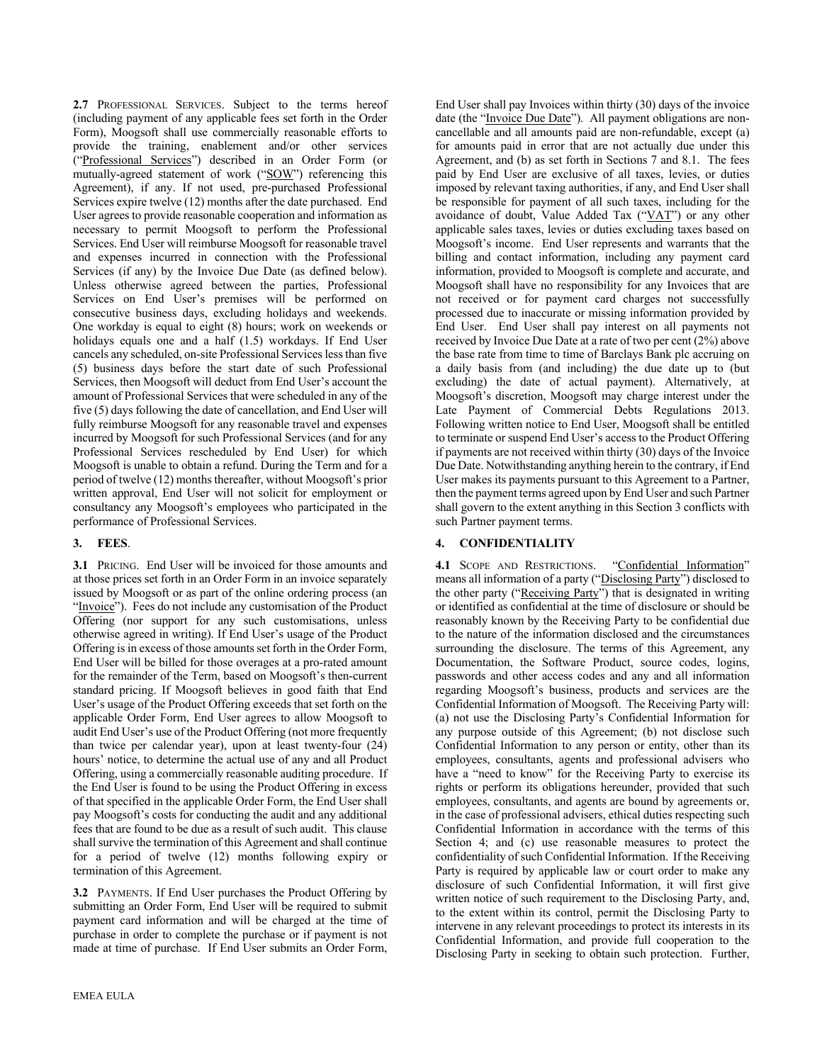**2.7** PROFESSIONAL SERVICES. Subject to the terms hereof (including payment of any applicable fees set forth in the Order Form), Moogsoft shall use commercially reasonable efforts to provide the training, enablement and/or other services ("Professional Services") described in an Order Form (or mutually-agreed statement of work ("SOW") referencing this Agreement), if any. If not used, pre-purchased Professional Services expire twelve (12) months after the date purchased. End User agrees to provide reasonable cooperation and information as necessary to permit Moogsoft to perform the Professional Services. End User will reimburse Moogsoft for reasonable travel and expenses incurred in connection with the Professional Services (if any) by the Invoice Due Date (as defined below). Unless otherwise agreed between the parties, Professional Services on End User's premises will be performed on consecutive business days, excluding holidays and weekends. One workday is equal to eight (8) hours; work on weekends or holidays equals one and a half (1.5) workdays. If End User cancels any scheduled, on-site Professional Services less than five (5) business days before the start date of such Professional Services, then Moogsoft will deduct from End User's account the amount of Professional Services that were scheduled in any of the five (5) days following the date of cancellation, and End User will fully reimburse Moogsoft for any reasonable travel and expenses incurred by Moogsoft for such Professional Services (and for any Professional Services rescheduled by End User) for which Moogsoft is unable to obtain a refund. During the Term and for a period of twelve (12) months thereafter, without Moogsoft's prior written approval, End User will not solicit for employment or consultancy any Moogsoft's employees who participated in the performance of Professional Services.

## 3. FEES.

**3.1** PRICING. End User will be invoiced for those amounts and at those prices set forth in an Order Form in an invoice separately issued by Moogsoft or as part of the online ordering process (an "Invoice"). Fees do not include any customisation of the Product Offering (nor support for any such customisations, unless otherwise agreed in writing). If End User's usage of the Product Offering is in excess of those amounts set forth in the Order Form, End User will be billed for those overages at a pro-rated amount for the remainder of the Term, based on Moogsoft's then-current standard pricing. If Moogsoft believes in good faith that End User's usage of the Product Offering exceeds that set forth on the applicable Order Form, End User agrees to allow Moogsoft to audit End User's use of the Product Offering (not more frequently than twice per calendar year), upon at least twenty-four (24) hours' notice, to determine the actual use of any and all Product Offering, using a commercially reasonable auditing procedure. If the End User is found to be using the Product Offering in excess of that specified in the applicable Order Form, the End User shall pay Moogsoft's costs for conducting the audit and any additional fees that are found to be due as a result of such audit. This clause shall survive the termination of this Agreement and shall continue for a period of twelve (12) months following expiry or termination of this Agreement.

**3.2** PAYMENTS. If End User purchases the Product Offering by submitting an Order Form, End User will be required to submit payment card information and will be charged at the time of purchase in order to complete the purchase or if payment is not made at time of purchase. If End User submits an Order Form, End User shall pay Invoices within thirty (30) days of the invoice date (the "Invoice Due Date"). All payment obligations are non-cancellable and all amounts paid are non-refundable, except (a) for amounts paid in error that are not actually due under this Agreement, and (b) as set forth in Sections 7 and 8.1. The fees paid by End User are exclusive of all taxes, levies, or duties imposed by relevant taxing authorities, if any, and End User shall be responsible for payment of all such taxes, including for the avoidance of doubt, Value Added Tax ("VAT") or any other applicable sales taxes, levies or duties excluding taxes based on Moogsoft's income. End User represents and warrants that the billing and contact information, including any payment card information, provided to Moogsoft is complete and accurate, and Moogsoft shall have no responsibility for any Invoices that are not received or for payment card charges not successfully processed due to inaccurate or missing information provided by End User. End User shall pay interest on all payments not received by Invoice Due Date at a rate of two per cent (2%) above the base rate from time to time of Barclays Bank plc accruing on a daily basis from (and including) the due date up to (but excluding) the date of actual payment). Alternatively, at Moogsoft's discretion, Moogsoft may charge interest under the Late Payment of Commercial Debts Regulations 2013. Following written notice to End User, Moogsoft shall be entitled to terminate or suspend End User's access to the Product Offering if payments are not received within thirty (30) days of the Invoice Due Date. Notwithstanding anything herein to the contrary, if End User makes its payments pursuant to this Agreement to a Partner, then the payment terms agreed upon by End User and such Partner shall govern to the extent anything in this Section 3 conflicts with such Partner payment terms.

## 4. CONFIDENTIALITY

**4.1** SCOPE AND RESTRICTIONS. "Confidential Information" means all information of a party ("Disclosing Party") disclosed to the other party ("Receiving Party") that is designated in writing or identified as confidential at the time of disclosure or should be reasonably known by the Receiving Party to be confidential due to the nature of the information disclosed and the circumstances surrounding the disclosure. The terms of this Agreement, any Documentation, the Software Product, source codes, logins, passwords and other access codes and any and all information regarding Moogsoft's business, products and services are the Confidential Information of Moogsoft. The Receiving Party will: (a) not use the Disclosing Party's Confidential Information for any purpose outside of this Agreement; (b) not disclose such Confidential Information to any person or entity, other than its employees, consultants, agents and professional advisers who have a "need to know" for the Receiving Party to exercise its rights or perform its obligations hereunder, provided that such employees, consultants, and agents are bound by agreements or, in the case of professional advisers, ethical duties respecting such Confidential Information in accordance with the terms of this Section 4; and (c) use reasonable measures to protect the confidentiality of such Confidential Information. If the Receiving Party is required by applicable law or court order to make any disclosure of such Confidential Information, it will first give written notice of such requirement to the Disclosing Party, and, to the extent within its control, permit the Disclosing Party to intervene in any relevant proceedings to protect its interests in its Confidential Information, and provide full cooperation to the Disclosing Party in seeking to obtain such protection. Further,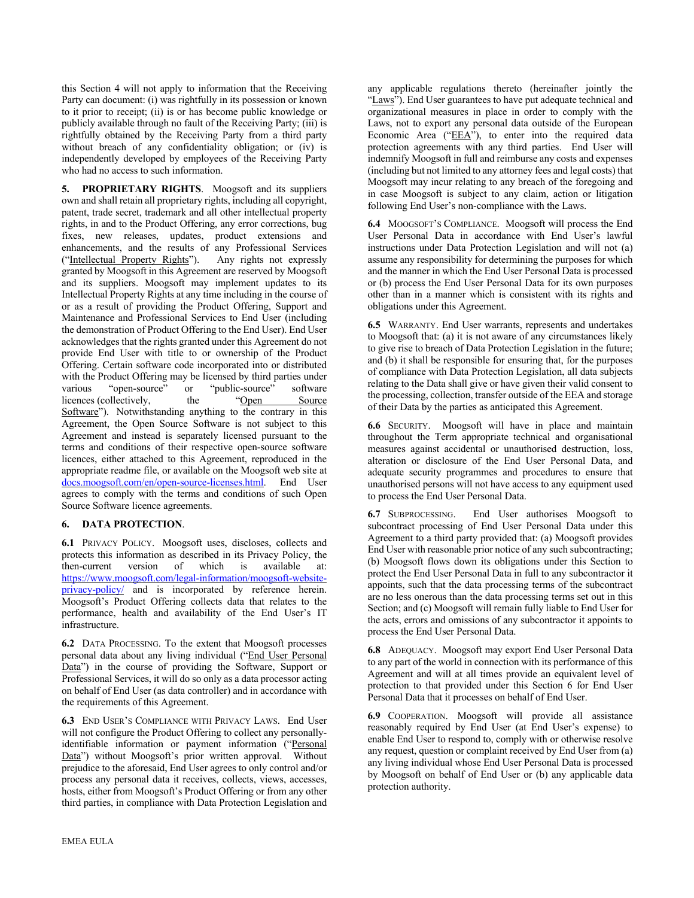this Section 4 will not apply to information that the Receiving Party can document: (i) was rightfully in its possession or known to it prior to receipt; (ii) is or has become public knowledge or publicly available through no fault of the Receiving Party; (iii) is rightfully obtained by the Receiving Party from a third party without breach of any confidentiality obligation; or (iv) is independently developed by employees of the Receiving Party who had no access to such information.

**5. PROPRIETARY RIGHTS**. Moogsoft and its suppliers own and shall retain all proprietary rights, including all copyright, patent, trade secret, trademark and all other intellectual property rights, in and to the Product Offering, any error corrections, bug fixes, new releases, updates, product extensions and enhancements, and the results of any Professional Services ("Intellectual Property Rights"). Any rights not expressly granted by Moogsoft in this Agreement are reserved by Moogsoft and its suppliers. Moogsoft may implement updates to its Intellectual Property Rights at any time including in the course of or as a result of providing the Product Offering, Support and Maintenance and Professional Services to End User (including the demonstration of Product Offering to the End User). End User acknowledges that the rights granted under this Agreement do not provide End User with title to or ownership of the Product Offering. Certain software code incorporated into or distributed with the Product Offering may be licensed by third parties under various "open-source" or "public-source" software licences (collectively, the "Open Source Software"). Notwithstanding anything to the contrary in this Agreement, the Open Source Software is not subject to this Agreement and instead is separately licensed pursuant to the terms and conditions of their respective open-source software licences, either attached to this Agreement, reproduced in the appropriate readme file, or available on the Moogsoft web site at docs.moogsoft.com/en/open-source-licenses.html. End User agrees to comply with the terms and conditions of such Open Source Software licence agreements.

**6. DATA PROTECTION**.

**6.1** Privacy Policy. Moogsoft uses, discloses, collects and protects this information as described in its Privacy Policy, the then-current version of which is available at: https://www.moogsoft.com/legal-information/moogsoft-website-privacy-policy/ and is incorporated by reference herein. Moogsoft's Product Offering collects data that relates to the performance, health and availability of the End User's IT infrastructure.

**6.2** Data Processing. To the extent that Moogsoft processes personal data about any living individual ("End User Personal Data") in the course of providing the Software, Support or Professional Services, it will do so only as a data processor acting on behalf of End User (as data controller) and in accordance with the requirements of this Agreement.

**6.3** End User's Compliance with Privacy Laws. End User will not configure the Product Offering to collect any personally-identifiable information or payment information ("Personal Data") without Moogsoft's prior written approval. Without prejudice to the aforesaid, End User agrees to only control and/or process any personal data it receives, collects, views, accesses, hosts, either from Moogsoft's Product Offering or from any other third parties, in compliance with Data Protection Legislation and any applicable regulations thereto (hereinafter jointly the "Laws"). End User guarantees to have put adequate technical and organizational measures in place in order to comply with the Laws, not to export any personal data outside of the European Economic Area ("EEA"), to enter into the required data protection agreements with any third parties. End User will indemnify Moogsoft in full and reimburse any costs and expenses (including but not limited to any attorney fees and legal costs) that Moogsoft may incur relating to any breach of the foregoing and in case Moogsoft is subject to any claim, action or litigation following End User's non-compliance with the Laws.

**6.4** Moogsoft's Compliance. Moogsoft will process the End User Personal Data in accordance with End User's lawful instructions under Data Protection Legislation and will not (a) assume any responsibility for determining the purposes for which and the manner in which the End User Personal Data is processed or (b) process the End User Personal Data for its own purposes other than in a manner which is consistent with its rights and obligations under this Agreement.

**6.5** Warranty. End User warrants, represents and undertakes to Moogsoft that: (a) it is not aware of any circumstances likely to give rise to breach of Data Protection Legislation in the future; and (b) it shall be responsible for ensuring that, for the purposes of compliance with Data Protection Legislation, all data subjects relating to the Data shall give or have given their valid consent to the processing, collection, transfer outside of the EEA and storage of their Data by the parties as anticipated this Agreement.

**6.6** Security. Moogsoft will have in place and maintain throughout the Term appropriate technical and organisational measures against accidental or unauthorised destruction, loss, alteration or disclosure of the End User Personal Data, and adequate security programmes and procedures to ensure that unauthorised persons will not have access to any equipment used to process the End User Personal Data.

**6.7** Subprocessing. End User authorises Moogsoft to subcontract processing of End User Personal Data under this Agreement to a third party provided that: (a) Moogsoft provides End User with reasonable prior notice of any such subcontracting; (b) Moogsoft flows down its obligations under this Section to protect the End User Personal Data in full to any subcontractor it appoints, such that the data processing terms of the subcontract are no less onerous than the data processing terms set out in this Section; and (c) Moogsoft will remain fully liable to End User for the acts, errors and omissions of any subcontractor it appoints to process the End User Personal Data.

**6.8** Adequacy. Moogsoft may export End User Personal Data to any part of the world in connection with its performance of this Agreement and will at all times provide an equivalent level of protection to that provided under this Section 6 for End User Personal Data that it processes on behalf of End User.

**6.9** Cooperation. Moogsoft will provide all assistance reasonably required by End User (at End User's expense) to enable End User to respond to, comply with or otherwise resolve any request, question or complaint received by End User from (a) any living individual whose End User Personal Data is processed by Moogsoft on behalf of End User or (b) any applicable data protection authority.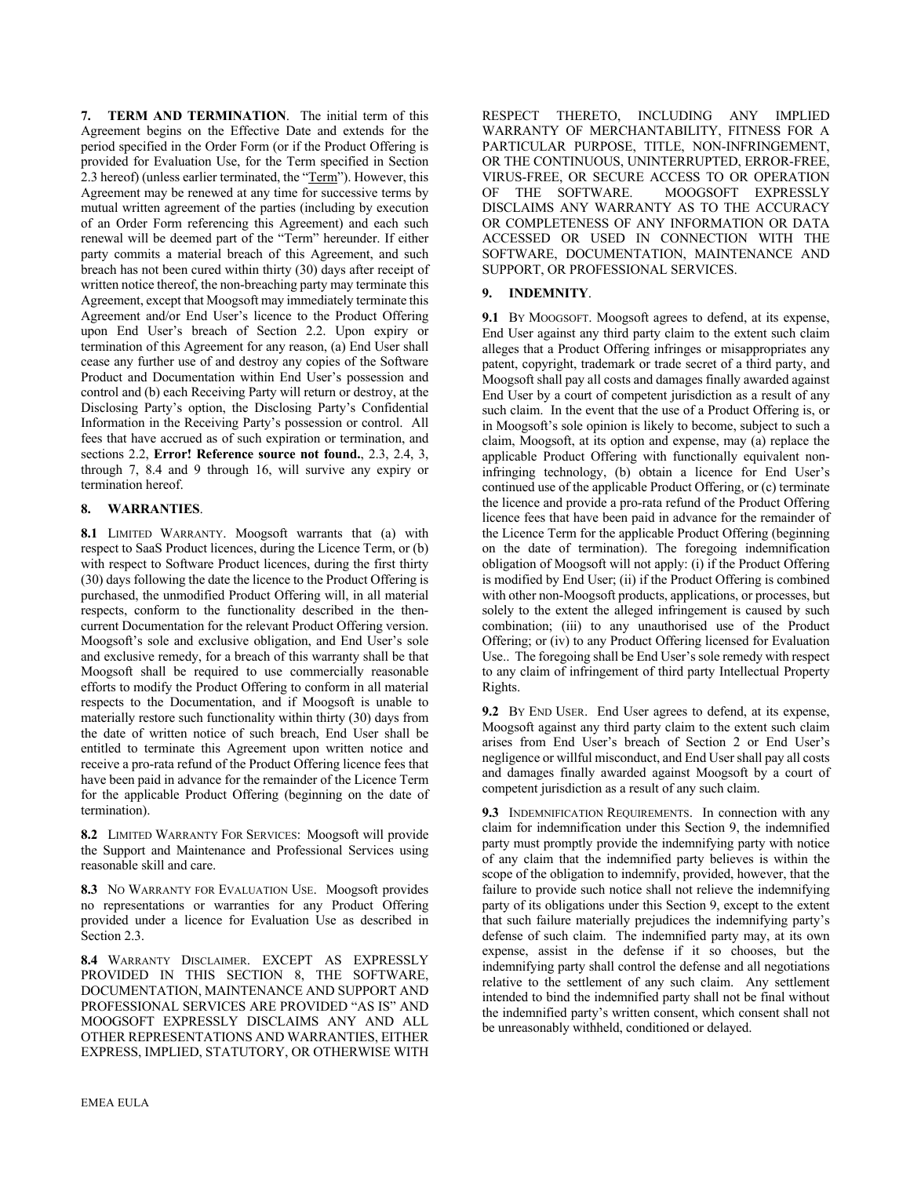**7. TERM AND TERMINATION**. The initial term of this Agreement begins on the Effective Date and extends for the period specified in the Order Form (or if the Product Offering is provided for Evaluation Use, for the Term specified in Section 2.3 hereof) (unless earlier terminated, the "Term"). However, this Agreement may be renewed at any time for successive terms by mutual written agreement of the parties (including by execution of an Order Form referencing this Agreement) and each such renewal will be deemed part of the "Term" hereunder. If either party commits a material breach of this Agreement, and such breach has not been cured within thirty (30) days after receipt of written notice thereof, the non-breaching party may terminate this Agreement, except that Moogsoft may immediately terminate this Agreement and/or End User's licence to the Product Offering upon End User's breach of Section 2.2. Upon expiry or termination of this Agreement for any reason, (a) End User shall cease any further use of and destroy any copies of the Software Product and Documentation within End User's possession and control and (b) each Receiving Party will return or destroy, at the Disclosing Party's option, the Disclosing Party's Confidential Information in the Receiving Party's possession or control. All fees that have accrued as of such expiration or termination, and sections 2.2, **Error! Reference source not found.**, 2.3, 2.4, 3, through 7, 8.4 and 9 through 16, will survive any expiry or termination hereof.

**8. WARRANTIES**.

**8.1** LIMITED WARRANTY. Moogsoft warrants that (a) with respect to SaaS Product licences, during the Licence Term, or (b) with respect to Software Product licences, during the first thirty (30) days following the date the licence to the Product Offering is purchased, the unmodified Product Offering will, in all material respects, conform to the functionality described in the then-current Documentation for the relevant Product Offering version. Moogsoft's sole and exclusive obligation, and End User's sole and exclusive remedy, for a breach of this warranty shall be that Moogsoft shall be required to use commercially reasonable efforts to modify the Product Offering to conform in all material respects to the Documentation, and if Moogsoft is unable to materially restore such functionality within thirty (30) days from the date of written notice of such breach, End User shall be entitled to terminate this Agreement upon written notice and receive a pro-rata refund of the Product Offering licence fees that have been paid in advance for the remainder of the Licence Term for the applicable Product Offering (beginning on the date of termination).

**8.2** LIMITED WARRANTY FOR SERVICES: Moogsoft will provide the Support and Maintenance and Professional Services using reasonable skill and care.

**8.3** NO WARRANTY FOR EVALUATION USE. Moogsoft provides no representations or warranties for any Product Offering provided under a licence for Evaluation Use as described in Section 2.3.

**8.4** WARRANTY DISCLAIMER. EXCEPT AS EXPRESSLY PROVIDED IN THIS SECTION 8, THE SOFTWARE, DOCUMENTATION, MAINTENANCE AND SUPPORT AND PROFESSIONAL SERVICES ARE PROVIDED "AS IS" AND MOOGSOFT EXPRESSLY DISCLAIMS ANY AND ALL OTHER REPRESENTATIONS AND WARRANTIES, EITHER EXPRESS, IMPLIED, STATUTORY, OR OTHERWISE WITH RESPECT THERETO, INCLUDING ANY IMPLIED WARRANTY OF MERCHANTABILITY, FITNESS FOR A PARTICULAR PURPOSE, TITLE, NON-INFRINGEMENT, OR THE CONTINUOUS, UNINTERRUPTED, ERROR-FREE, VIRUS-FREE, OR SECURE ACCESS TO OR OPERATION OF THE SOFTWARE. MOOGSOFT EXPRESSLY DISCLAIMS ANY WARRANTY AS TO THE ACCURACY OR COMPLETENESS OF ANY INFORMATION OR DATA ACCESSED OR USED IN CONNECTION WITH THE SOFTWARE, DOCUMENTATION, MAINTENANCE AND SUPPORT, OR PROFESSIONAL SERVICES.

**9. INDEMNITY**.

**9.1** BY MOOGSOFT. Moogsoft agrees to defend, at its expense, End User against any third party claim to the extent such claim alleges that a Product Offering infringes or misappropriates any patent, copyright, trademark or trade secret of a third party, and Moogsoft shall pay all costs and damages finally awarded against End User by a court of competent jurisdiction as a result of any such claim. In the event that the use of a Product Offering is, or in Moogsoft's sole opinion is likely to become, subject to such a claim, Moogsoft, at its option and expense, may (a) replace the applicable Product Offering with functionally equivalent non-infringing technology, (b) obtain a licence for End User's continued use of the applicable Product Offering, or (c) terminate the licence and provide a pro-rata refund of the Product Offering licence fees that have been paid in advance for the remainder of the Licence Term for the applicable Product Offering (beginning on the date of termination). The foregoing indemnification obligation of Moogsoft will not apply: (i) if the Product Offering is modified by End User; (ii) if the Product Offering is combined with other non-Moogsoft products, applications, or processes, but solely to the extent the alleged infringement is caused by such combination; (iii) to any unauthorised use of the Product Offering; or (iv) to any Product Offering licensed for Evaluation Use.. The foregoing shall be End User's sole remedy with respect to any claim of infringement of third party Intellectual Property Rights.

**9.2** BY END USER. End User agrees to defend, at its expense, Moogsoft against any third party claim to the extent such claim arises from End User's breach of Section 2 or End User's negligence or willful misconduct, and End User shall pay all costs and damages finally awarded against Moogsoft by a court of competent jurisdiction as a result of any such claim.

**9.3** INDEMNIFICATION REQUIREMENTS. In connection with any claim for indemnification under this Section 9, the indemnified party must promptly provide the indemnifying party with notice of any claim that the indemnified party believes is within the scope of the obligation to indemnify, provided, however, that the failure to provide such notice shall not relieve the indemnifying party of its obligations under this Section 9, except to the extent that such failure materially prejudices the indemnifying party's defense of such claim. The indemnified party may, at its own expense, assist in the defense if it so chooses, but the indemnifying party shall control the defense and all negotiations relative to the settlement of any such claim. Any settlement intended to bind the indemnified party shall not be final without the indemnified party's written consent, which consent shall not be unreasonably withheld, conditioned or delayed.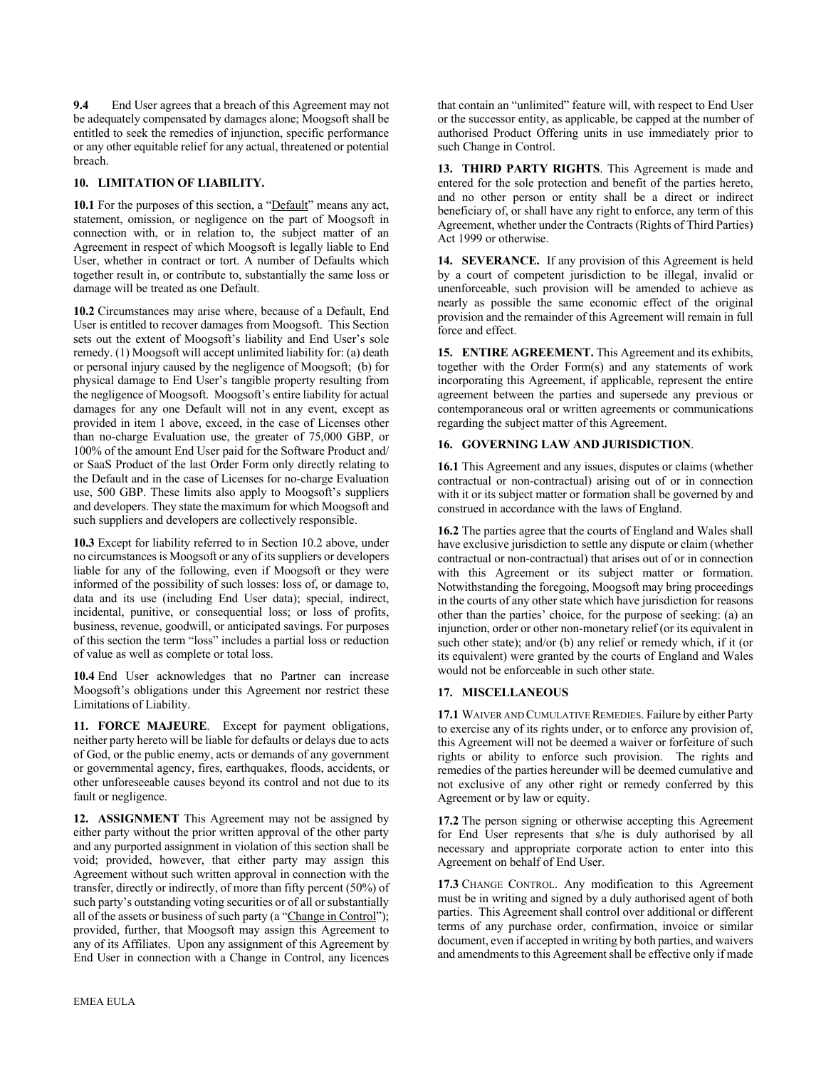**9.4** End User agrees that a breach of this Agreement may not be adequately compensated by damages alone; Moogsoft shall be entitled to seek the remedies of injunction, specific performance or any other equitable relief for any actual, threatened or potential breach.

## 10. LIMITATION OF LIABILITY.

**10.1** For the purposes of this section, a "Default" means any act, statement, omission, or negligence on the part of Moogsoft in connection with, or in relation to, the subject matter of an Agreement in respect of which Moogsoft is legally liable to End User, whether in contract or tort. A number of Defaults which together result in, or contribute to, substantially the same loss or damage will be treated as one Default.

**10.2** Circumstances may arise where, because of a Default, End User is entitled to recover damages from Moogsoft. This Section sets out the extent of Moogsoft's liability and End User's sole remedy. (1) Moogsoft will accept unlimited liability for: (a) death or personal injury caused by the negligence of Moogsoft; (b) for physical damage to End User's tangible property resulting from the negligence of Moogsoft. Moogsoft's entire liability for actual damages for any one Default will not in any event, except as provided in item 1 above, exceed, in the case of Licenses other than no-charge Evaluation use, the greater of 75,000 GBP, or 100% of the amount End User paid for the Software Product and/ or SaaS Product of the last Order Form only directly relating to the Default and in the case of Licenses for no-charge Evaluation use, 500 GBP. These limits also apply to Moogsoft's suppliers and developers. They state the maximum for which Moogsoft and such suppliers and developers are collectively responsible.

**10.3** Except for liability referred to in Section 10.2 above, under no circumstances is Moogsoft or any of its suppliers or developers liable for any of the following, even if Moogsoft or they were informed of the possibility of such losses: loss of, or damage to, data and its use (including End User data); special, indirect, incidental, punitive, or consequential loss; or loss of profits, business, revenue, goodwill, or anticipated savings. For purposes of this section the term "loss" includes a partial loss or reduction of value as well as complete or total loss.

**10.4** End User acknowledges that no Partner can increase Moogsoft's obligations under this Agreement nor restrict these Limitations of Liability.

**11. FORCE MAJEURE**. Except for payment obligations, neither party hereto will be liable for defaults or delays due to acts of God, or the public enemy, acts or demands of any government or governmental agency, fires, earthquakes, floods, accidents, or other unforeseeable causes beyond its control and not due to its fault or negligence.

**12. ASSIGNMENT** This Agreement may not be assigned by either party without the prior written approval of the other party and any purported assignment in violation of this section shall be void; provided, however, that either party may assign this Agreement without such written approval in connection with the transfer, directly or indirectly, of more than fifty percent (50%) of such party's outstanding voting securities or of all or substantially all of the assets or business of such party (a "Change in Control"); provided, further, that Moogsoft may assign this Agreement to any of its Affiliates. Upon any assignment of this Agreement by End User in connection with a Change in Control, any licences that contain an "unlimited" feature will, with respect to End User or the successor entity, as applicable, be capped at the number of authorised Product Offering units in use immediately prior to such Change in Control.

**13. THIRD PARTY RIGHTS**. This Agreement is made and entered for the sole protection and benefit of the parties hereto, and no other person or entity shall be a direct or indirect beneficiary of, or shall have any right to enforce, any term of this Agreement, whether under the Contracts (Rights of Third Parties) Act 1999 or otherwise.

**14. SEVERANCE.** If any provision of this Agreement is held by a court of competent jurisdiction to be illegal, invalid or unenforceable, such provision will be amended to achieve as nearly as possible the same economic effect of the original provision and the remainder of this Agreement will remain in full force and effect.

**15. ENTIRE AGREEMENT.** This Agreement and its exhibits, together with the Order Form(s) and any statements of work incorporating this Agreement, if applicable, represent the entire agreement between the parties and supersede any previous or contemporaneous oral or written agreements or communications regarding the subject matter of this Agreement.

## 16. GOVERNING LAW AND JURISDICTION.

**16.1** This Agreement and any issues, disputes or claims (whether contractual or non-contractual) arising out of or in connection with it or its subject matter or formation shall be governed by and construed in accordance with the laws of England.

**16.2** The parties agree that the courts of England and Wales shall have exclusive jurisdiction to settle any dispute or claim (whether contractual or non-contractual) that arises out of or in connection with this Agreement or its subject matter or formation. Notwithstanding the foregoing, Moogsoft may bring proceedings in the courts of any other state which have jurisdiction for reasons other than the parties' choice, for the purpose of seeking: (a) an injunction, order or other non-monetary relief (or its equivalent in such other state); and/or (b) any relief or remedy which, if it (or its equivalent) were granted by the courts of England and Wales would not be enforceable in such other state.

## 17. MISCELLANEOUS

**17.1** WAIVER AND CUMULATIVE REMEDIES. Failure by either Party to exercise any of its rights under, or to enforce any provision of, this Agreement will not be deemed a waiver or forfeiture of such rights or ability to enforce such provision. The rights and remedies of the parties hereunder will be deemed cumulative and not exclusive of any other right or remedy conferred by this Agreement or by law or equity.

**17.2** The person signing or otherwise accepting this Agreement for End User represents that s/he is duly authorised by all necessary and appropriate corporate action to enter into this Agreement on behalf of End User.

**17.3** CHANGE CONTROL. Any modification to this Agreement must be in writing and signed by a duly authorised agent of both parties. This Agreement shall control over additional or different terms of any purchase order, confirmation, invoice or similar document, even if accepted in writing by both parties, and waivers and amendments to this Agreement shall be effective only if made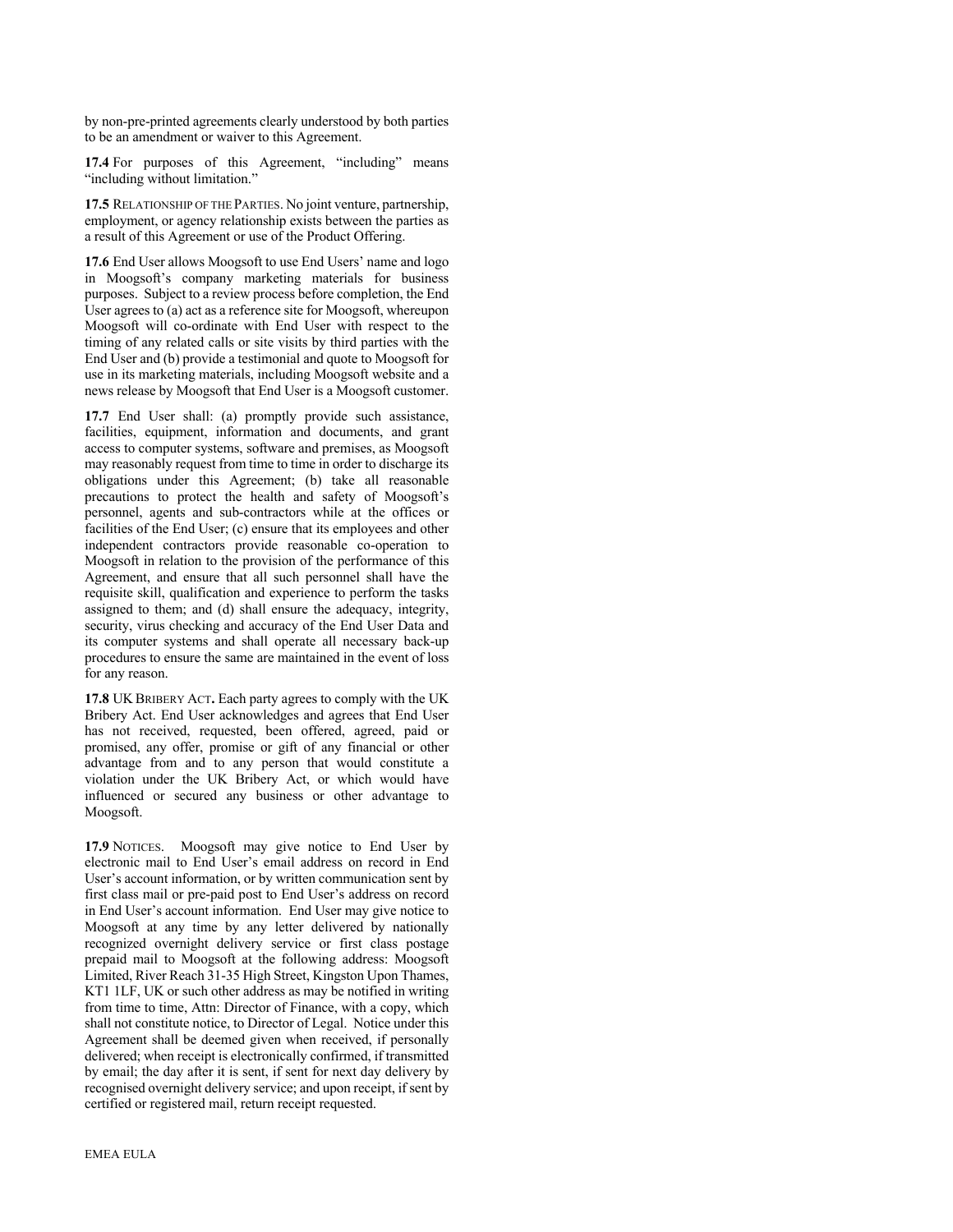by non-pre-printed agreements clearly understood by both parties to be an amendment or waiver to this Agreement.

**17.4** For purposes of this Agreement, "including" means "including without limitation."

**17.5** Relationship of the Parties. No joint venture, partnership, employment, or agency relationship exists between the parties as a result of this Agreement or use of the Product Offering.

**17.6** End User allows Moogsoft to use End Users' name and logo in Moogsoft's company marketing materials for business purposes. Subject to a review process before completion, the End User agrees to (a) act as a reference site for Moogsoft, whereupon Moogsoft will co-ordinate with End User with respect to the timing of any related calls or site visits by third parties with the End User and (b) provide a testimonial and quote to Moogsoft for use in its marketing materials, including Moogsoft website and a news release by Moogsoft that End User is a Moogsoft customer.

**17.7** End User shall: (a) promptly provide such assistance, facilities, equipment, information and documents, and grant access to computer systems, software and premises, as Moogsoft may reasonably request from time to time in order to discharge its obligations under this Agreement; (b) take all reasonable precautions to protect the health and safety of Moogsoft's personnel, agents and sub-contractors while at the offices or facilities of the End User; (c) ensure that its employees and other independent contractors provide reasonable co-operation to Moogsoft in relation to the provision of the performance of this Agreement, and ensure that all such personnel shall have the requisite skill, qualification and experience to perform the tasks assigned to them; and (d) shall ensure the adequacy, integrity, security, virus checking and accuracy of the End User Data and its computer systems and shall operate all necessary back-up procedures to ensure the same are maintained in the event of loss for any reason.

**17.8** UK Bribery Act**.** Each party agrees to comply with the UK Bribery Act. End User acknowledges and agrees that End User has not received, requested, been offered, agreed, paid or promised, any offer, promise or gift of any financial or other advantage from and to any person that would constitute a violation under the UK Bribery Act, or which would have influenced or secured any business or other advantage to Moogsoft.

**17.9** Notices. Moogsoft may give notice to End User by electronic mail to End User's email address on record in End User's account information, or by written communication sent by first class mail or pre-paid post to End User's address on record in End User's account information. End User may give notice to Moogsoft at any time by any letter delivered by nationally recognized overnight delivery service or first class postage prepaid mail to Moogsoft at the following address: Moogsoft Limited, River Reach 31-35 High Street, Kingston Upon Thames, KT1 1LF, UK or such other address as may be notified in writing from time to time, Attn: Director of Finance, with a copy, which shall not constitute notice, to Director of Legal. Notice under this Agreement shall be deemed given when received, if personally delivered; when receipt is electronically confirmed, if transmitted by email; the day after it is sent, if sent for next day delivery by recognised overnight delivery service; and upon receipt, if sent by certified or registered mail, return receipt requested.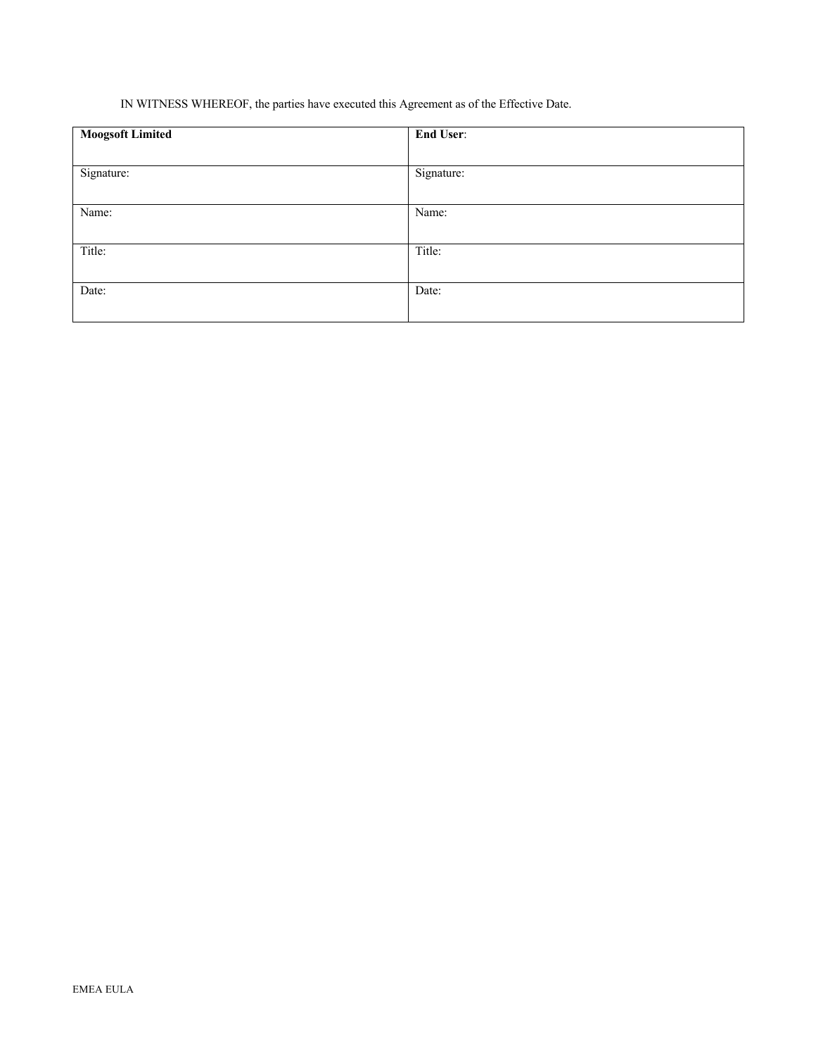IN WITNESS WHEREOF, the parties have executed this Agreement as of the Effective Date.

| **Moogsoft Limited** | **End User**: |
| --- | --- |
| Signature: | Signature: |
| Name: | Name: |
| Title: | Title: |
| Date: | Date: |